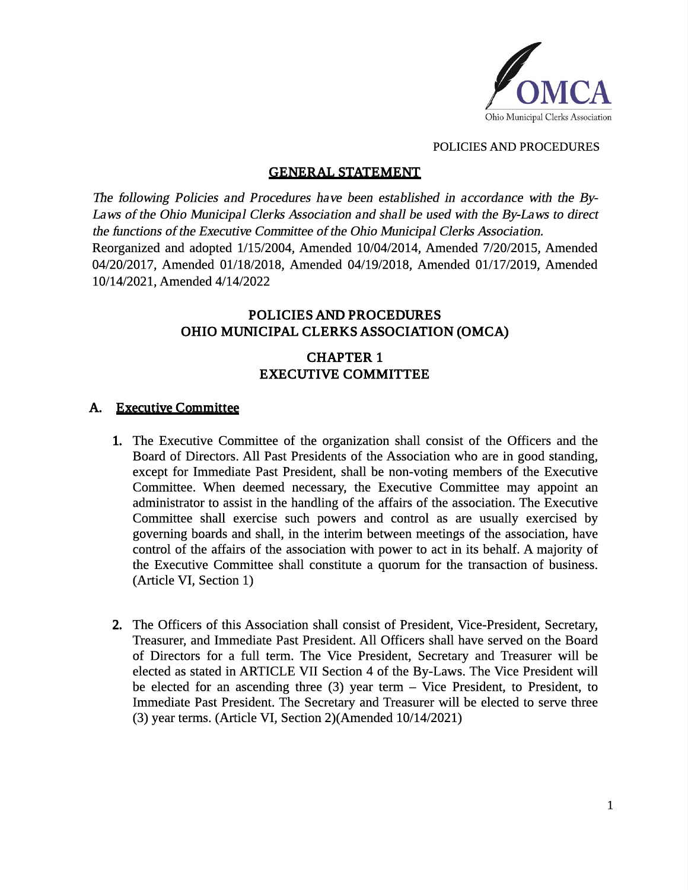OMCA
Ohio Municipal Clerks Association

POLICIES AND PROCEDURES

## GENERAL STATEMENT

*The following Policies and Procedures have been established in accordance with the By-Laws of the Ohio Municipal Clerks Association and shall be used with the By-Laws to direct the functions of the Executive Committee of the Ohio Municipal Clerks Association.*
Reorganized and adopted 1/15/2004, Amended 10/04/2014, Amended 7/20/2015, Amended 04/20/2017, Amended 01/18/2018, Amended 04/19/2018, Amended 01/17/2019, Amended 10/14/2021, Amended 4/14/2022

# POLICIES AND PROCEDURES
# OHIO MUNICIPAL CLERKS ASSOCIATION (OMCA)

## CHAPTER 1
## EXECUTIVE COMMITTEE

### A. Executive Committee

1. The Executive Committee of the organization shall consist of the Officers and the Board of Directors. All Past Presidents of the Association who are in good standing, except for Immediate Past President, shall be non-voting members of the Executive Committee. When deemed necessary, the Executive Committee may appoint an administrator to assist in the handling of the affairs of the association. The Executive Committee shall exercise such powers and control as are usually exercised by governing boards and shall, in the interim between meetings of the association, have control of the affairs of the association with power to act in its behalf. A majority of the Executive Committee shall constitute a quorum for the transaction of business. (Article VI, Section 1)

2. The Officers of this Association shall consist of President, Vice-President, Secretary, Treasurer, and Immediate Past President. All Officers shall have served on the Board of Directors for a full term. The Vice President, Secretary and Treasurer will be elected as stated in ARTICLE VII Section 4 of the By-Laws. The Vice President will be elected for an ascending three (3) year term – Vice President, to President, to Immediate Past President. The Secretary and Treasurer will be elected to serve three (3) year terms. (Article VI, Section 2)(Amended 10/14/2021)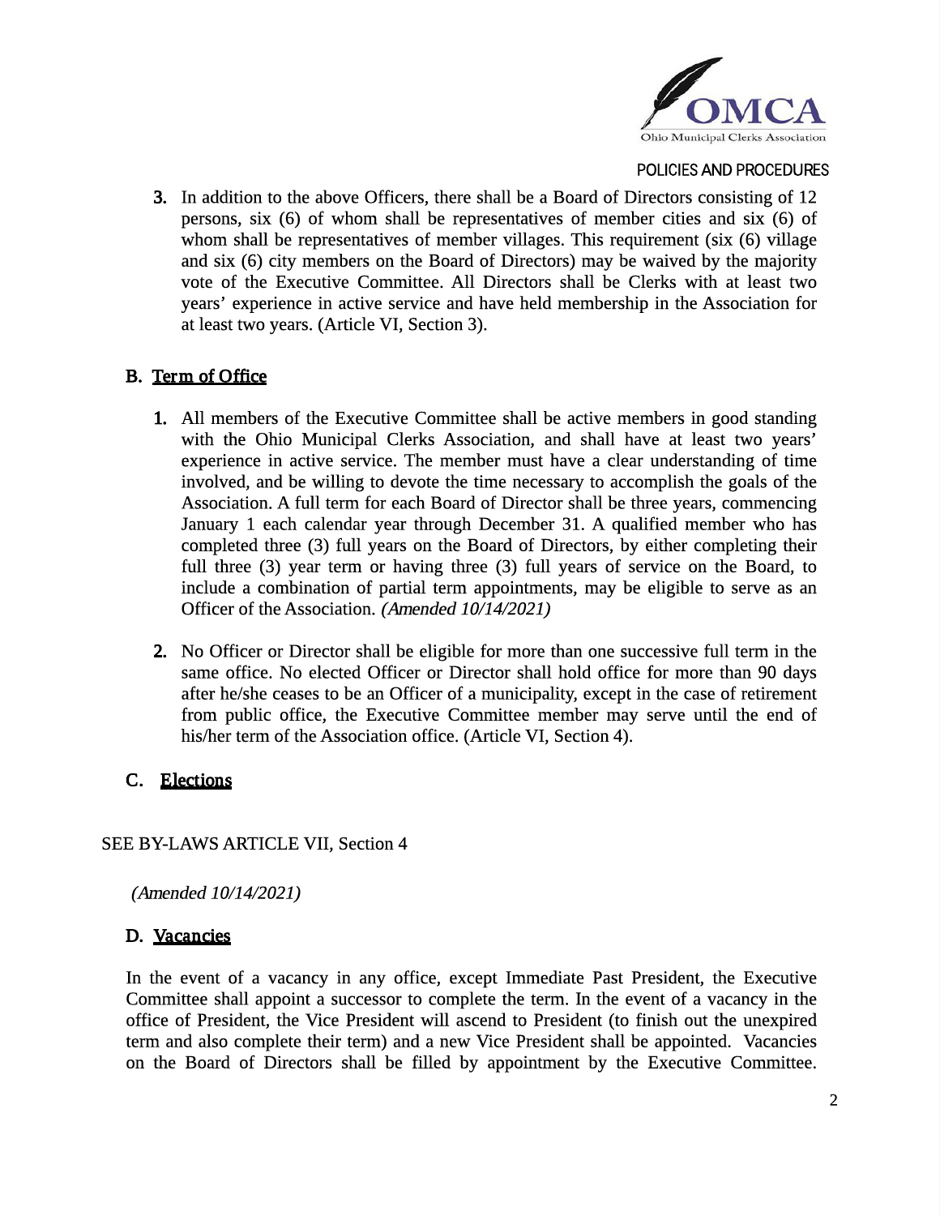3. In addition to the above Officers, there shall be a Board of Directors consisting of 12 persons, six (6) of whom shall be representatives of member cities and six (6) of whom shall be representatives of member villages. This requirement (six (6) village and six (6) city members on the Board of Directors) may be waived by the majority vote of the Executive Committee. All Directors shall be Clerks with at least two years' experience in active service and have held membership in the Association for at least two years. (Article VI, Section 3).

## B. Term of Office

1. All members of the Executive Committee shall be active members in good standing with the Ohio Municipal Clerks Association, and shall have at least two years' experience in active service. The member must have a clear understanding of time involved, and be willing to devote the time necessary to accomplish the goals of the Association. A full term for each Board of Director shall be three years, commencing January 1 each calendar year through December 31. A qualified member who has completed three (3) full years on the Board of Directors, by either completing their full three (3) year term or having three (3) full years of service on the Board, to include a combination of partial term appointments, may be eligible to serve as an Officer of the Association. *(Amended 10/14/2021)*

2. No Officer or Director shall be eligible for more than one successive full term in the same office. No elected Officer or Director shall hold office for more than 90 days after he/she ceases to be an Officer of a municipality, except in the case of retirement from public office, the Executive Committee member may serve until the end of his/her term of the Association office. (Article VI, Section 4).

## C. Elections

SEE BY-LAWS ARTICLE VII, Section 4

*(Amended 10/14/2021)*

## D. Vacancies

In the event of a vacancy in any office, except Immediate Past President, the Executive Committee shall appoint a successor to complete the term. In the event of a vacancy in the office of President, the Vice President will ascend to President (to finish out the unexpired term and also complete their term) and a new Vice President shall be appointed. Vacancies on the Board of Directors shall be filled by appointment by the Executive Committee.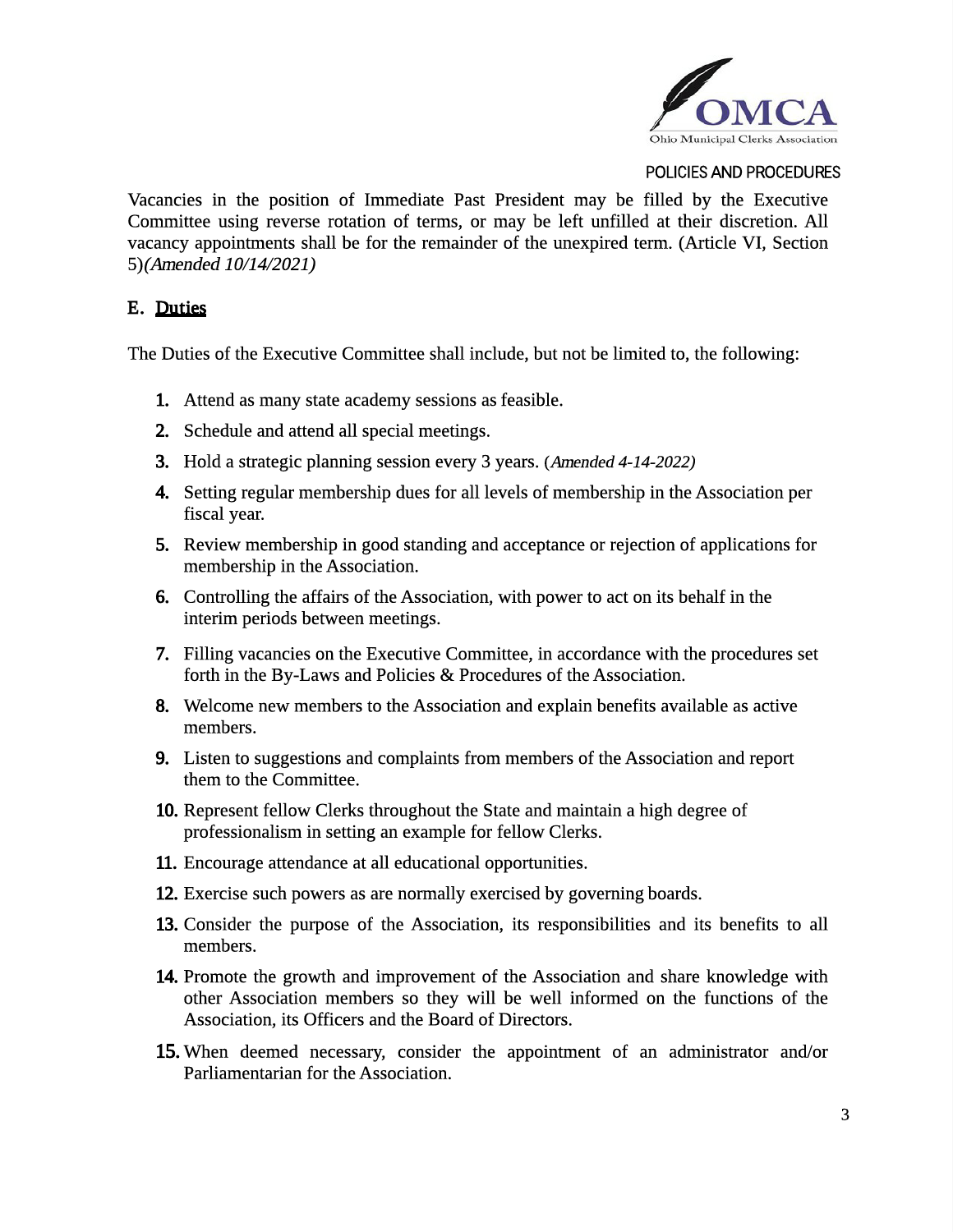Vacancies in the position of Immediate Past President may be filled by the Executive Committee using reverse rotation of terms, or may be left unfilled at their discretion. All vacancy appointments shall be for the remainder of the unexpired term. (Article VI, Section 5)*(Amended 10/14/2021)*

### E. Duties

The Duties of the Executive Committee shall include, but not be limited to, the following:

1. Attend as many state academy sessions as feasible.
2. Schedule and attend all special meetings.
3. Hold a strategic planning session every 3 years. (*Amended 4-14-2022)*
4. Setting regular membership dues for all levels of membership in the Association per fiscal year.
5. Review membership in good standing and acceptance or rejection of applications for membership in the Association.
6. Controlling the affairs of the Association, with power to act on its behalf in the interim periods between meetings.
7. Filling vacancies on the Executive Committee, in accordance with the procedures set forth in the By-Laws and Policies & Procedures of the Association.
8. Welcome new members to the Association and explain benefits available as active members.
9. Listen to suggestions and complaints from members of the Association and report them to the Committee.
10. Represent fellow Clerks throughout the State and maintain a high degree of professionalism in setting an example for fellow Clerks.
11. Encourage attendance at all educational opportunities.
12. Exercise such powers as are normally exercised by governing boards.
13. Consider the purpose of the Association, its responsibilities and its benefits to all members.
14. Promote the growth and improvement of the Association and share knowledge with other Association members so they will be well informed on the functions of the Association, its Officers and the Board of Directors.
15. When deemed necessary, consider the appointment of an administrator and/or Parliamentarian for the Association.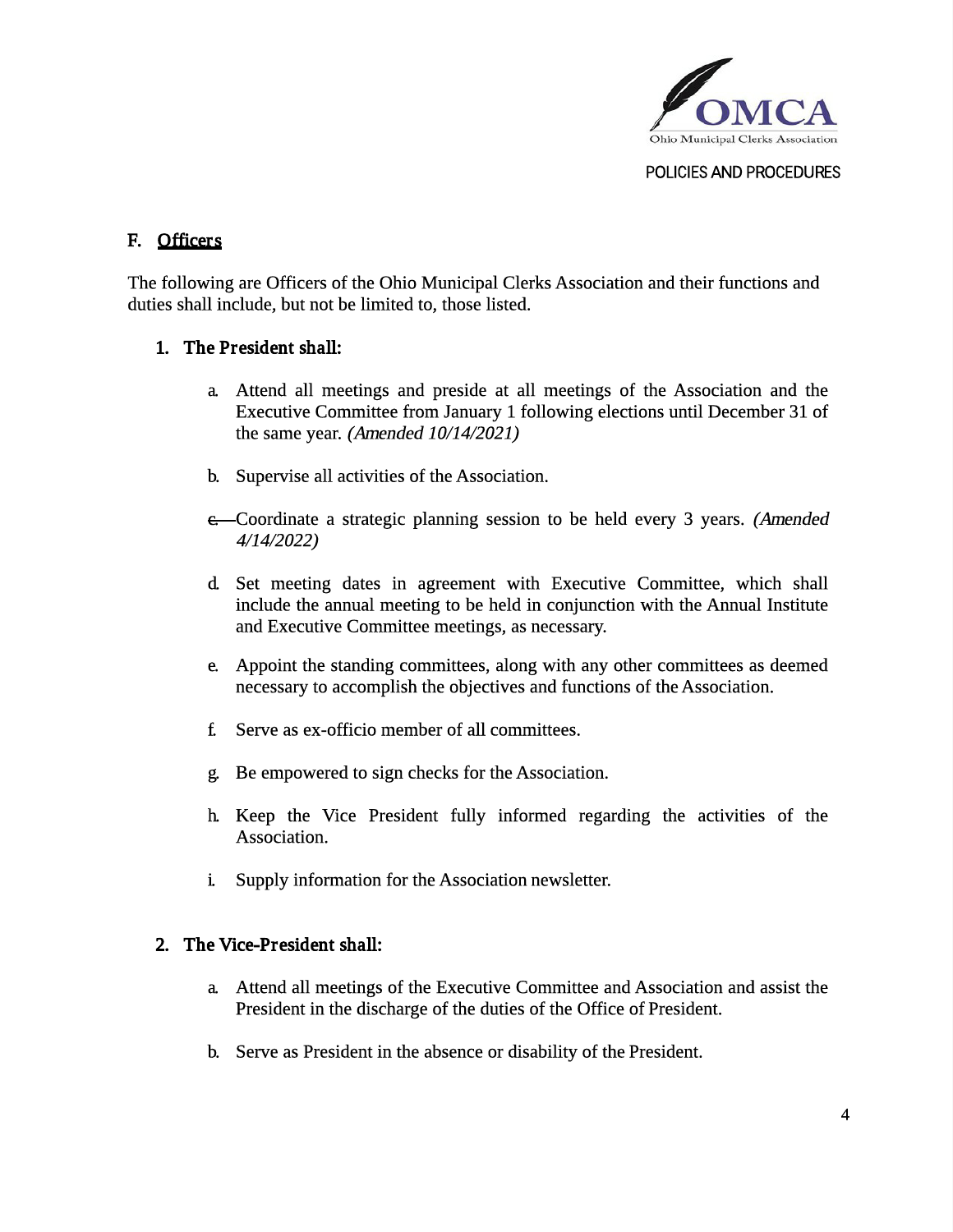## F. Officers

The following are Officers of the Ohio Municipal Clerks Association and their functions and duties shall include, but not be limited to, those listed.

### 1. The President shall:

a. Attend all meetings and preside at all meetings of the Association and the Executive Committee from January 1 following elections until December 31 of the same year. *(Amended 10/14/2021)*

b. Supervise all activities of the Association.

c. Coordinate a strategic planning session to be held every 3 years. *(Amended 4/14/2022)*

d. Set meeting dates in agreement with Executive Committee, which shall include the annual meeting to be held in conjunction with the Annual Institute and Executive Committee meetings, as necessary.

e. Appoint the standing committees, along with any other committees as deemed necessary to accomplish the objectives and functions of the Association.

f. Serve as ex-officio member of all committees.

g. Be empowered to sign checks for the Association.

h. Keep the Vice President fully informed regarding the activities of the Association.

i. Supply information for the Association newsletter.

### 2. The Vice-President shall:

a. Attend all meetings of the Executive Committee and Association and assist the President in the discharge of the duties of the Office of President.

b. Serve as President in the absence or disability of the President.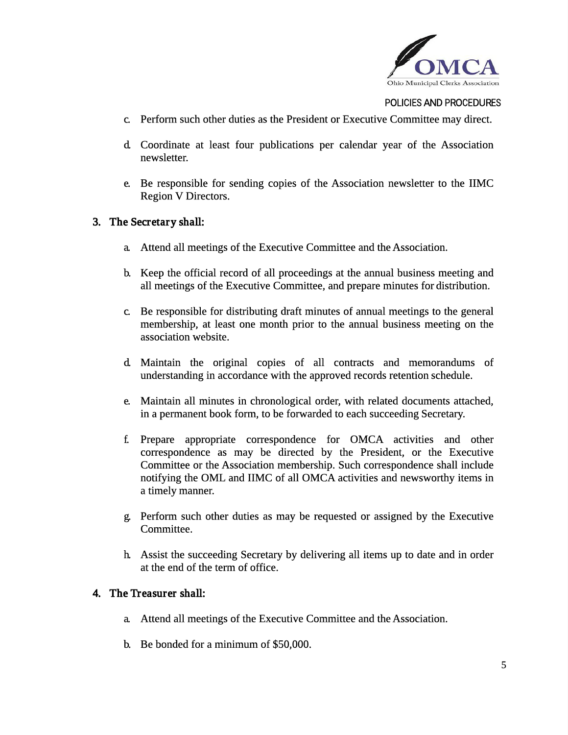c. Perform such other duties as the President or Executive Committee may direct.

d. Coordinate at least four publications per calendar year of the Association newsletter.

e. Be responsible for sending copies of the Association newsletter to the IIMC Region V Directors.

**3. The Secretary shall:**

a. Attend all meetings of the Executive Committee and the Association.

b. Keep the official record of all proceedings at the annual business meeting and all meetings of the Executive Committee, and prepare minutes for distribution.

c. Be responsible for distributing draft minutes of annual meetings to the general membership, at least one month prior to the annual business meeting on the association website.

d. Maintain the original copies of all contracts and memorandums of understanding in accordance with the approved records retention schedule.

e. Maintain all minutes in chronological order, with related documents attached, in a permanent book form, to be forwarded to each succeeding Secretary.

f. Prepare appropriate correspondence for OMCA activities and other correspondence as may be directed by the President, or the Executive Committee or the Association membership. Such correspondence shall include notifying the OML and IIMC of all OMCA activities and newsworthy items in a timely manner.

g. Perform such other duties as may be requested or assigned by the Executive Committee.

h. Assist the succeeding Secretary by delivering all items up to date and in order at the end of the term of office.

**4. The Treasurer shall:**

a. Attend all meetings of the Executive Committee and the Association.

b. Be bonded for a minimum of $50,000.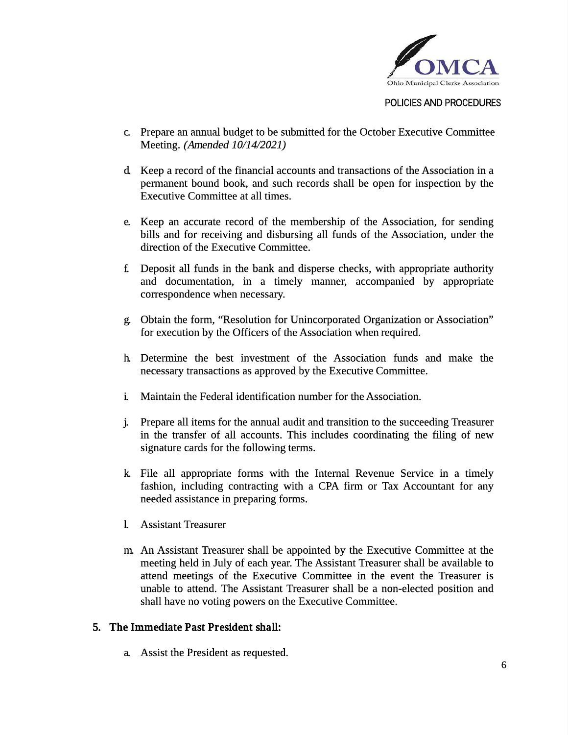c. Prepare an annual budget to be submitted for the October Executive Committee Meeting. *(Amended 10/14/2021)*

d. Keep a record of the financial accounts and transactions of the Association in a permanent bound book, and such records shall be open for inspection by the Executive Committee at all times.

e. Keep an accurate record of the membership of the Association, for sending bills and for receiving and disbursing all funds of the Association, under the direction of the Executive Committee.

f. Deposit all funds in the bank and disperse checks, with appropriate authority and documentation, in a timely manner, accompanied by appropriate correspondence when necessary.

g. Obtain the form, "Resolution for Unincorporated Organization or Association" for execution by the Officers of the Association when required.

h. Determine the best investment of the Association funds and make the necessary transactions as approved by the Executive Committee.

i. Maintain the Federal identification number for the Association.

j. Prepare all items for the annual audit and transition to the succeeding Treasurer in the transfer of all accounts. This includes coordinating the filing of new signature cards for the following terms.

k. File all appropriate forms with the Internal Revenue Service in a timely fashion, including contracting with a CPA firm or Tax Accountant for any needed assistance in preparing forms.

l. Assistant Treasurer

m. An Assistant Treasurer shall be appointed by the Executive Committee at the meeting held in July of each year. The Assistant Treasurer shall be available to attend meetings of the Executive Committee in the event the Treasurer is unable to attend. The Assistant Treasurer shall be a non-elected position and shall have no voting powers on the Executive Committee.

### 5. The Immediate Past President shall:

a. Assist the President as requested.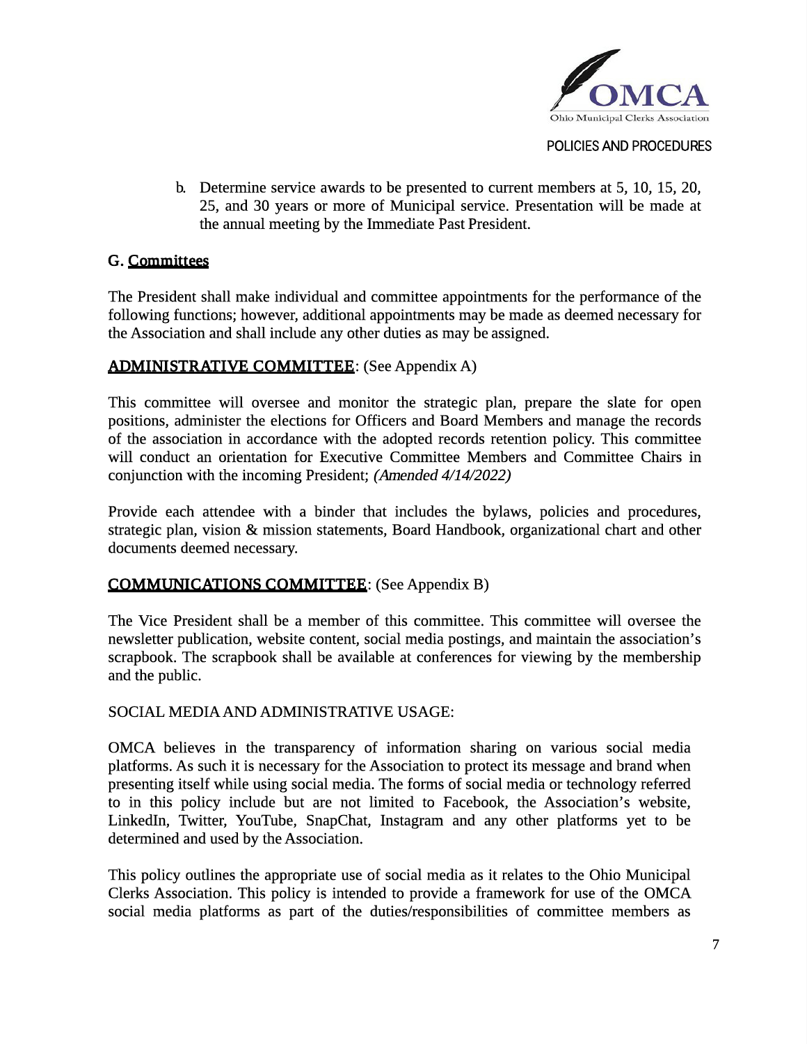b. Determine service awards to be presented to current members at 5, 10, 15, 20, 25, and 30 years or more of Municipal service. Presentation will be made at the annual meeting by the Immediate Past President.

## G. Committees

The President shall make individual and committee appointments for the performance of the following functions; however, additional appointments may be made as deemed necessary for the Association and shall include any other duties as may be assigned.

**ADMINISTRATIVE COMMITTEE**: (See Appendix A)

This committee will oversee and monitor the strategic plan, prepare the slate for open positions, administer the elections for Officers and Board Members and manage the records of the association in accordance with the adopted records retention policy. This committee will conduct an orientation for Executive Committee Members and Committee Chairs in conjunction with the incoming President; *(Amended 4/14/2022)*

Provide each attendee with a binder that includes the bylaws, policies and procedures, strategic plan, vision & mission statements, Board Handbook, organizational chart and other documents deemed necessary.

**COMMUNICATIONS COMMITTEE**: (See Appendix B)

The Vice President shall be a member of this committee. This committee will oversee the newsletter publication, website content, social media postings, and maintain the association's scrapbook. The scrapbook shall be available at conferences for viewing by the membership and the public.

SOCIAL MEDIA AND ADMINISTRATIVE USAGE:

OMCA believes in the transparency of information sharing on various social media platforms. As such it is necessary for the Association to protect its message and brand when presenting itself while using social media. The forms of social media or technology referred to in this policy include but are not limited to Facebook, the Association's website, LinkedIn, Twitter, YouTube, SnapChat, Instagram and any other platforms yet to be determined and used by the Association.

This policy outlines the appropriate use of social media as it relates to the Ohio Municipal Clerks Association. This policy is intended to provide a framework for use of the OMCA social media platforms as part of the duties/responsibilities of committee members as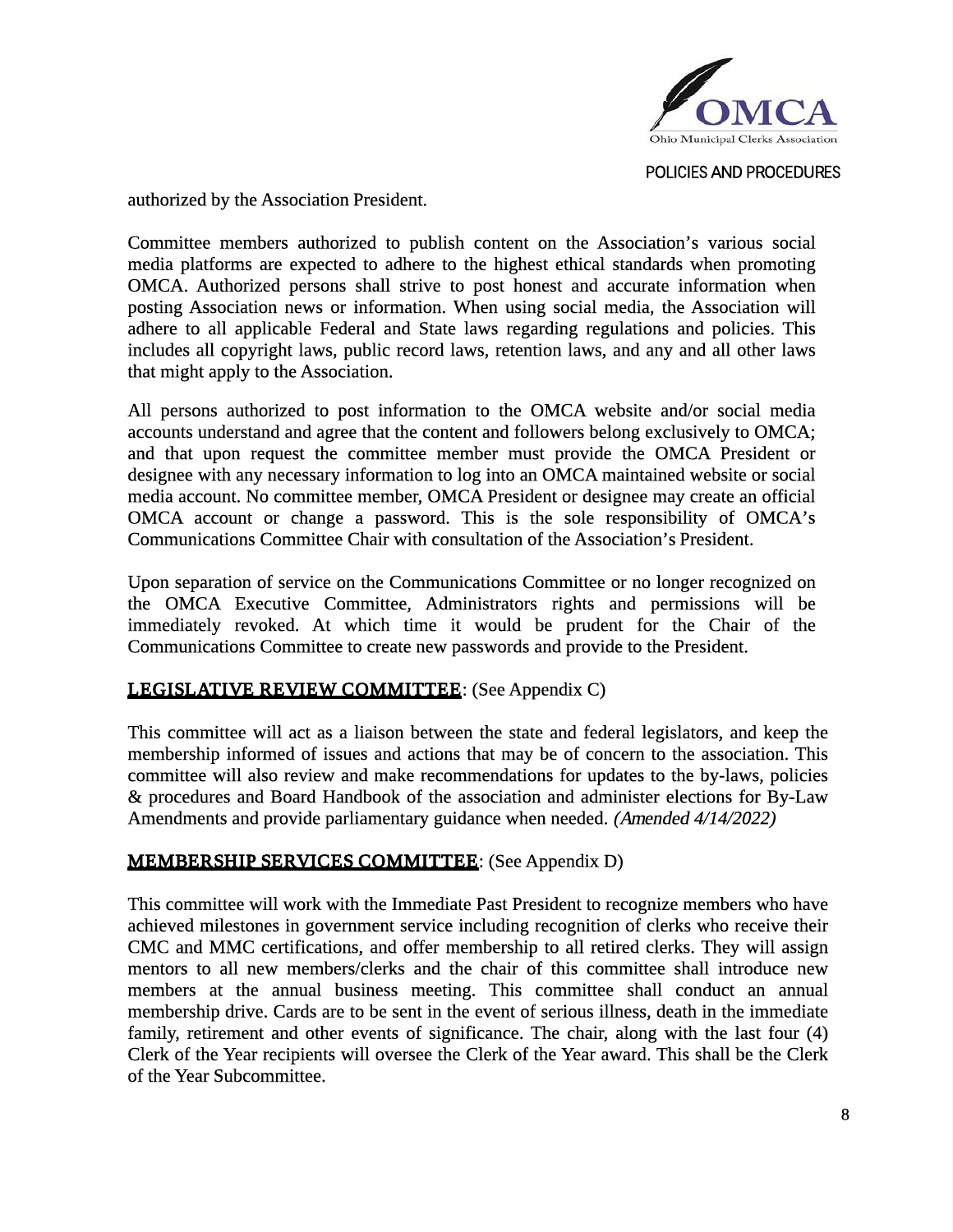authorized by the Association President.

Committee members authorized to publish content on the Association's various social media platforms are expected to adhere to the highest ethical standards when promoting OMCA. Authorized persons shall strive to post honest and accurate information when posting Association news or information. When using social media, the Association will adhere to all applicable Federal and State laws regarding regulations and policies. This includes all copyright laws, public record laws, retention laws, and any and all other laws that might apply to the Association.

All persons authorized to post information to the OMCA website and/or social media accounts understand and agree that the content and followers belong exclusively to OMCA; and that upon request the committee member must provide the OMCA President or designee with any necessary information to log into an OMCA maintained website or social media account. No committee member, OMCA President or designee may create an official OMCA account or change a password. This is the sole responsibility of OMCA's Communications Committee Chair with consultation of the Association's President.

Upon separation of service on the Communications Committee or no longer recognized on the OMCA Executive Committee, Administrators rights and permissions will be immediately revoked. At which time it would be prudent for the Chair of the Communications Committee to create new passwords and provide to the President.

**LEGISLATIVE REVIEW COMMITTEE**: (See Appendix C)

This committee will act as a liaison between the state and federal legislators, and keep the membership informed of issues and actions that may be of concern to the association. This committee will also review and make recommendations for updates to the by-laws, policies & procedures and Board Handbook of the association and administer elections for By-Law Amendments and provide parliamentary guidance when needed. *(Amended 4/14/2022)*

**MEMBERSHIP SERVICES COMMITTEE**: (See Appendix D)

This committee will work with the Immediate Past President to recognize members who have achieved milestones in government service including recognition of clerks who receive their CMC and MMC certifications, and offer membership to all retired clerks. They will assign mentors to all new members/clerks and the chair of this committee shall introduce new members at the annual business meeting. This committee shall conduct an annual membership drive. Cards are to be sent in the event of serious illness, death in the immediate family, retirement and other events of significance. The chair, along with the last four (4) Clerk of the Year recipients will oversee the Clerk of the Year award. This shall be the Clerk of the Year Subcommittee.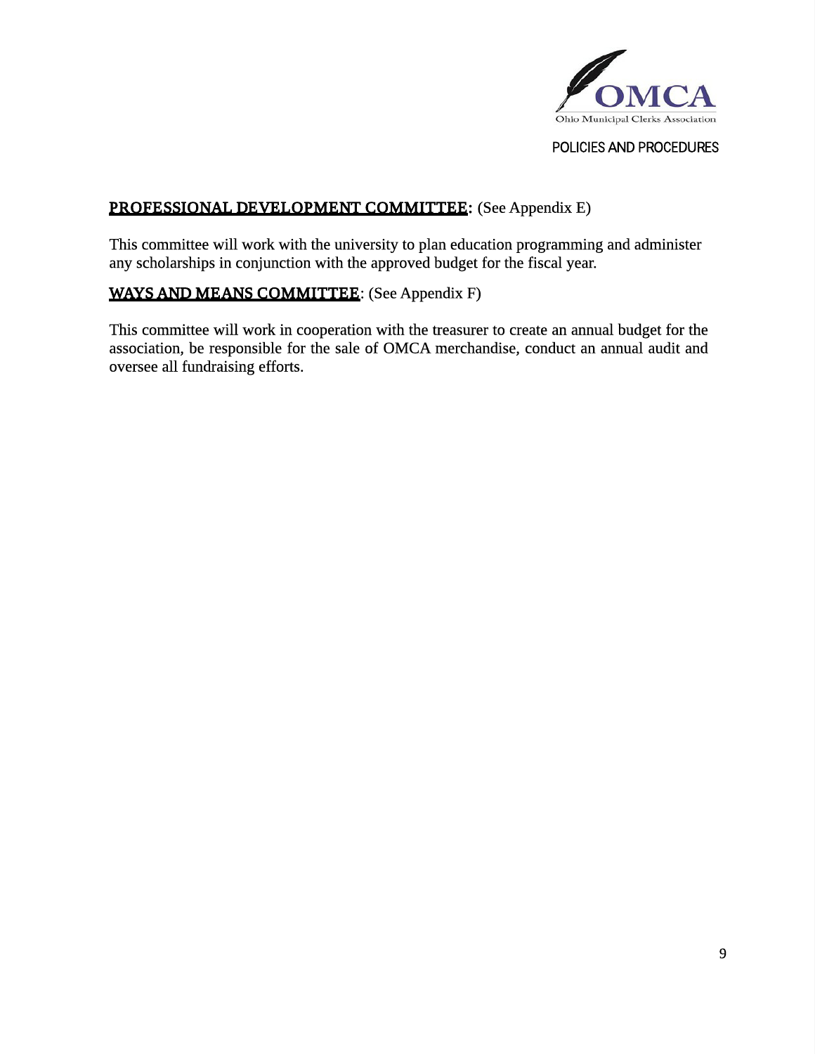**PROFESSIONAL DEVELOPMENT COMMITTEE**: (See Appendix E)

This committee will work with the university to plan education programming and administer any scholarships in conjunction with the approved budget for the fiscal year.

**WAYS AND MEANS COMMITTEE**: (See Appendix F)

This committee will work in cooperation with the treasurer to create an annual budget for the association, be responsible for the sale of OMCA merchandise, conduct an annual audit and oversee all fundraising efforts.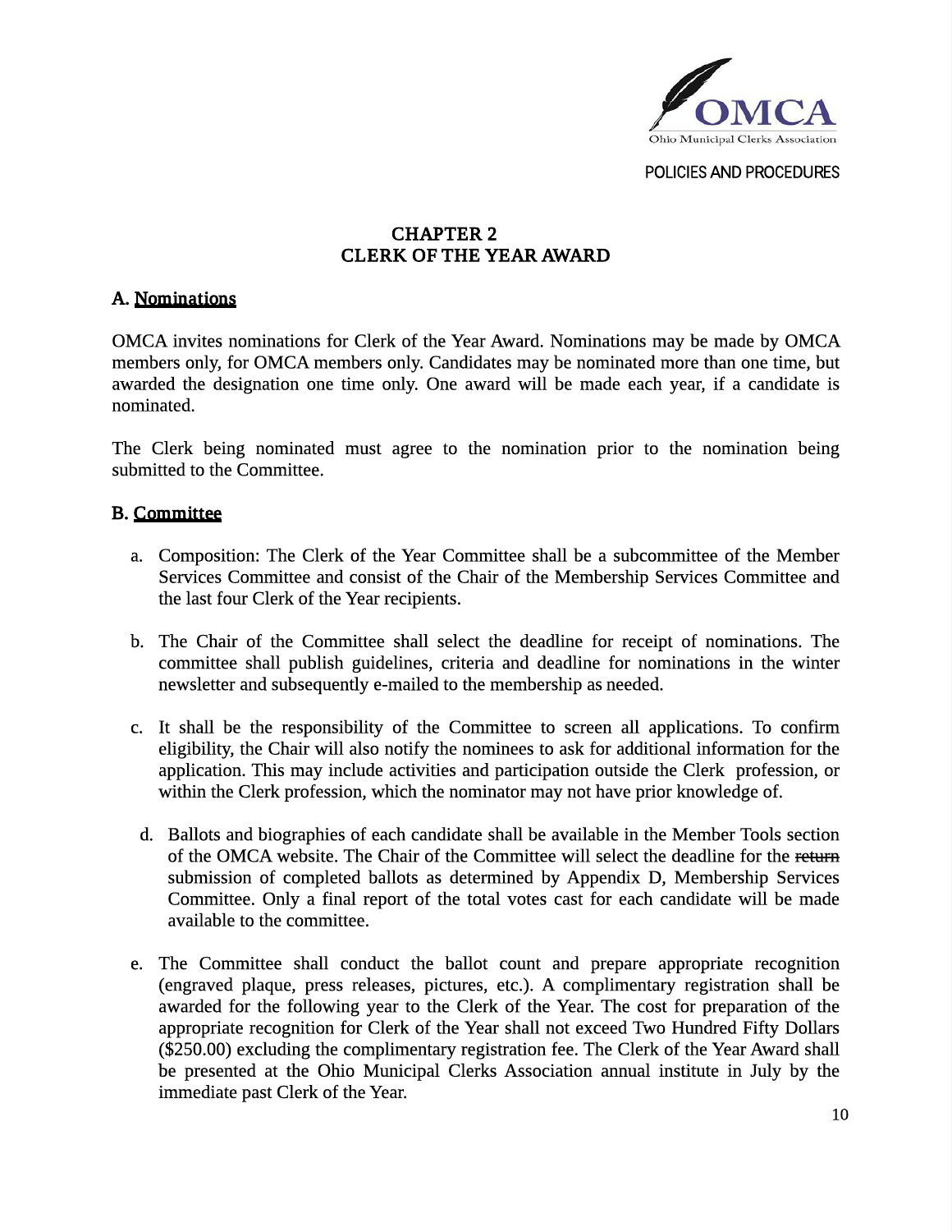# CHAPTER 2
# CLERK OF THE YEAR AWARD

## A. Nominations

OMCA invites nominations for Clerk of the Year Award. Nominations may be made by OMCA members only, for OMCA members only. Candidates may be nominated more than one time, but awarded the designation one time only. One award will be made each year, if a candidate is nominated.

The Clerk being nominated must agree to the nomination prior to the nomination being submitted to the Committee.

## B. Committee

a. Composition: The Clerk of the Year Committee shall be a subcommittee of the Member Services Committee and consist of the Chair of the Membership Services Committee and the last four Clerk of the Year recipients.

b. The Chair of the Committee shall select the deadline for receipt of nominations. The committee shall publish guidelines, criteria and deadline for nominations in the winter newsletter and subsequently e-mailed to the membership as needed.

c. It shall be the responsibility of the Committee to screen all applications. To confirm eligibility, the Chair will also notify the nominees to ask for additional information for the application. This may include activities and participation outside the Clerk profession, or within the Clerk profession, which the nominator may not have prior knowledge of.

d. Ballots and biographies of each candidate shall be available in the Member Tools section of the OMCA website. The Chair of the Committee will select the deadline for the ~~return~~ submission of completed ballots as determined by Appendix D, Membership Services Committee. Only a final report of the total votes cast for each candidate will be made available to the committee.

e. The Committee shall conduct the ballot count and prepare appropriate recognition (engraved plaque, press releases, pictures, etc.). A complimentary registration shall be awarded for the following year to the Clerk of the Year. The cost for preparation of the appropriate recognition for Clerk of the Year shall not exceed Two Hundred Fifty Dollars ($250.00) excluding the complimentary registration fee. The Clerk of the Year Award shall be presented at the Ohio Municipal Clerks Association annual institute in July by the immediate past Clerk of the Year.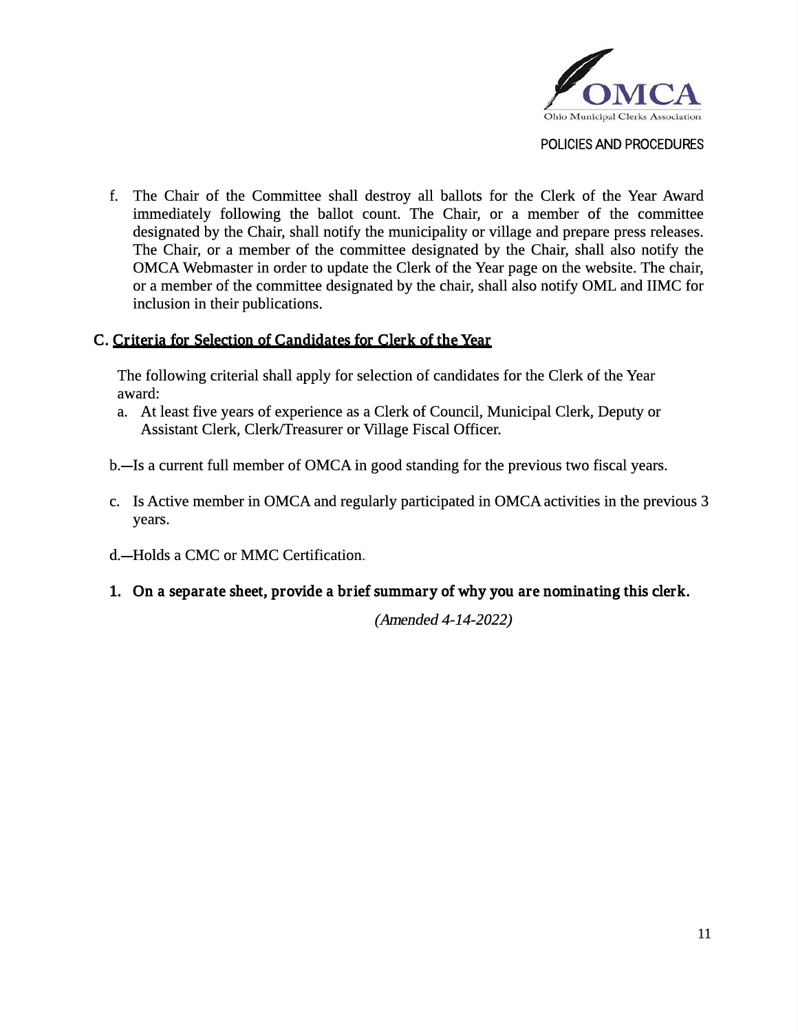f. The Chair of the Committee shall destroy all ballots for the Clerk of the Year Award immediately following the ballot count. The Chair, or a member of the committee designated by the Chair, shall notify the municipality or village and prepare press releases. The Chair, or a member of the committee designated by the Chair, shall also notify the OMCA Webmaster in order to update the Clerk of the Year page on the website. The chair, or a member of the committee designated by the chair, shall also notify OML and IIMC for inclusion in their publications.

## C. Criteria for Selection of Candidates for Clerk of the Year

The following criterial shall apply for selection of candidates for the Clerk of the Year award:

a. At least five years of experience as a Clerk of Council, Municipal Clerk, Deputy or Assistant Clerk, Clerk/Treasurer or Village Fiscal Officer.

b. Is a current full member of OMCA in good standing for the previous two fiscal years.

c. Is Active member in OMCA and regularly participated in OMCA activities in the previous 3 years.

d. Holds a CMC or MMC Certification.

**1. On a separate sheet, provide a brief summary of why you are nominating this clerk.**

*(Amended 4-14-2022)*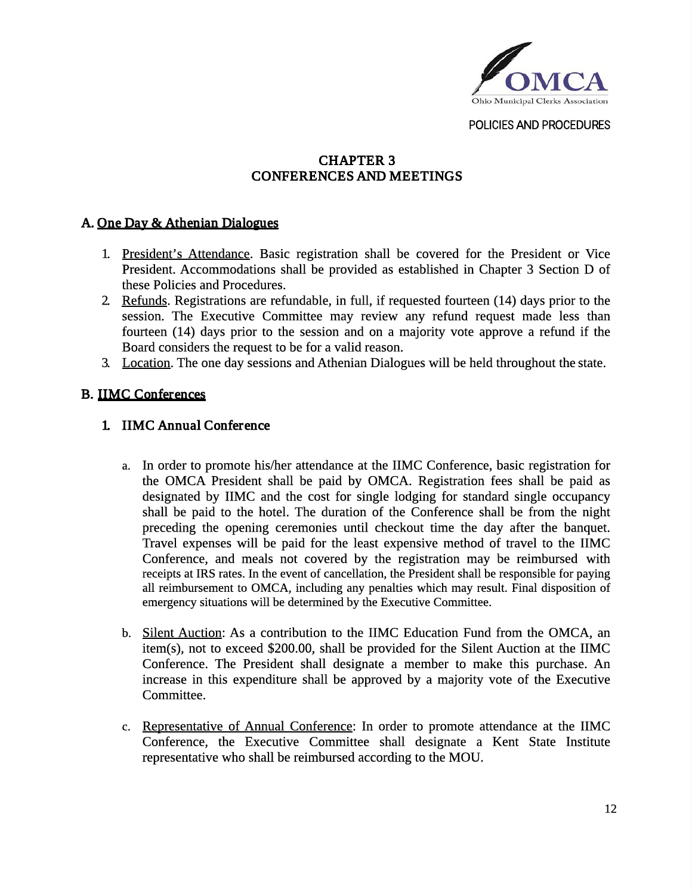## CHAPTER 3
## CONFERENCES AND MEETINGS

### A. One Day & Athenian Dialogues

1. President's Attendance. Basic registration shall be covered for the President or Vice President. Accommodations shall be provided as established in Chapter 3 Section D of these Policies and Procedures.
2. Refunds. Registrations are refundable, in full, if requested fourteen (14) days prior to the session. The Executive Committee may review any refund request made less than fourteen (14) days prior to the session and on a majority vote approve a refund if the Board considers the request to be for a valid reason.
3. Location. The one day sessions and Athenian Dialogues will be held throughout the state.

### B. IIMC Conferences

#### 1. IIMC Annual Conference

a. In order to promote his/her attendance at the IIMC Conference, basic registration for the OMCA President shall be paid by OMCA. Registration fees shall be paid as designated by IIMC and the cost for single lodging for standard single occupancy shall be paid to the hotel. The duration of the Conference shall be from the night preceding the opening ceremonies until checkout time the day after the banquet. Travel expenses will be paid for the least expensive method of travel to the IIMC Conference, and meals not covered by the registration may be reimbursed with receipts at IRS rates. In the event of cancellation, the President shall be responsible for paying all reimbursement to OMCA, including any penalties which may result. Final disposition of emergency situations will be determined by the Executive Committee.

b. Silent Auction: As a contribution to the IIMC Education Fund from the OMCA, an item(s), not to exceed $200.00, shall be provided for the Silent Auction at the IIMC Conference. The President shall designate a member to make this purchase. An increase in this expenditure shall be approved by a majority vote of the Executive Committee.

c. Representative of Annual Conference: In order to promote attendance at the IIMC Conference, the Executive Committee shall designate a Kent State Institute representative who shall be reimbursed according to the MOU.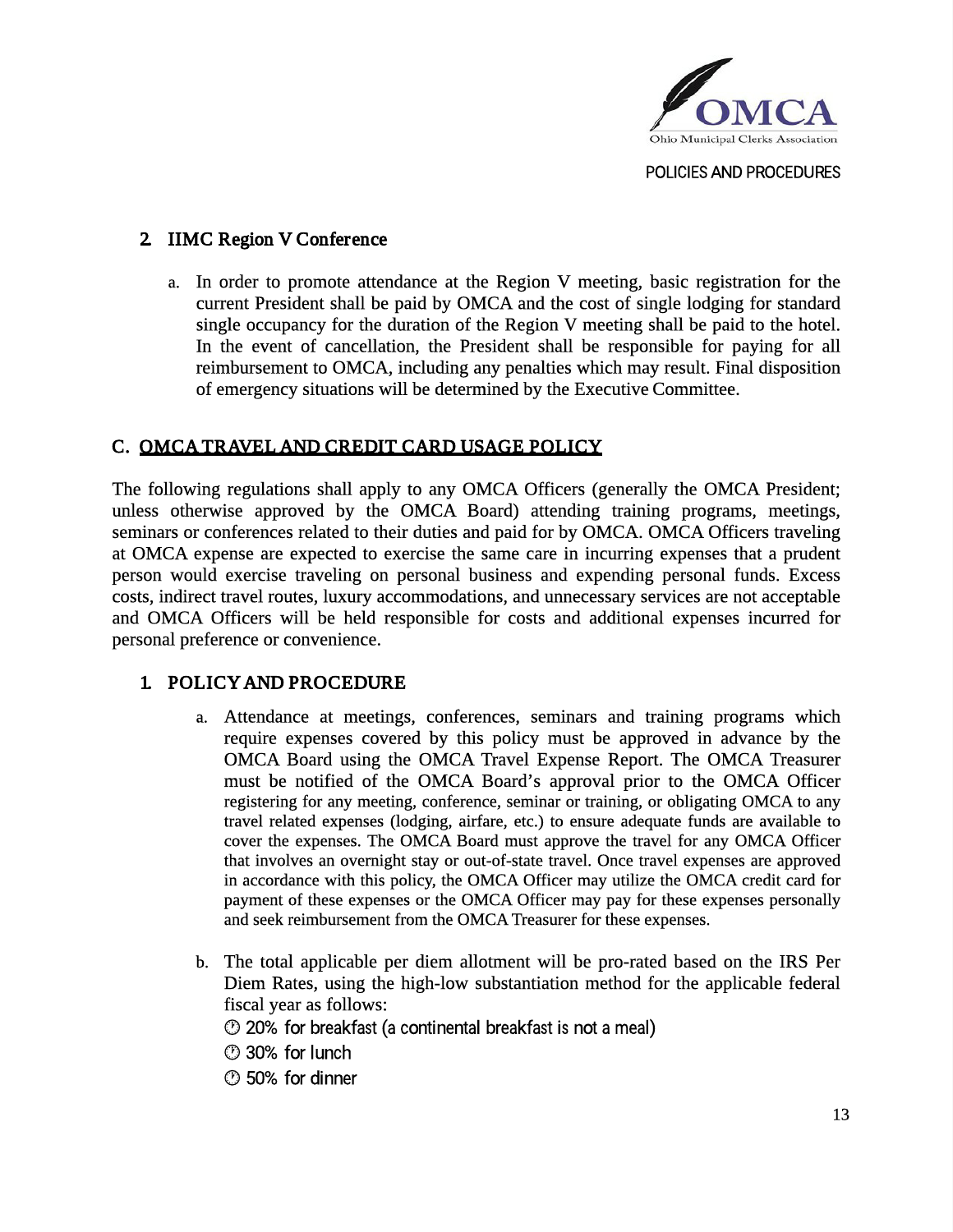### 2. IIMC Region V Conference

a. In order to promote attendance at the Region V meeting, basic registration for the current President shall be paid by OMCA and the cost of single lodging for standard single occupancy for the duration of the Region V meeting shall be paid to the hotel. In the event of cancellation, the President shall be responsible for paying for all reimbursement to OMCA, including any penalties which may result. Final disposition of emergency situations will be determined by the Executive Committee.

## C. <u>OMCA TRAVEL AND CREDIT CARD USAGE POLICY</u>

The following regulations shall apply to any OMCA Officers (generally the OMCA President; unless otherwise approved by the OMCA Board) attending training programs, meetings, seminars or conferences related to their duties and paid for by OMCA. OMCA Officers traveling at OMCA expense are expected to exercise the same care in incurring expenses that a prudent person would exercise traveling on personal business and expending personal funds. Excess costs, indirect travel routes, luxury accommodations, and unnecessary services are not acceptable and OMCA Officers will be held responsible for costs and additional expenses incurred for personal preference or convenience.

### 1. POLICY AND PROCEDURE

a. Attendance at meetings, conferences, seminars and training programs which require expenses covered by this policy must be approved in advance by the OMCA Board using the OMCA Travel Expense Report. The OMCA Treasurer must be notified of the OMCA Board's approval prior to the OMCA Officer registering for any meeting, conference, seminar or training, or obligating OMCA to any travel related expenses (lodging, airfare, etc.) to ensure adequate funds are available to cover the expenses. The OMCA Board must approve the travel for any OMCA Officer that involves an overnight stay or out-of-state travel. Once travel expenses are approved in accordance with this policy, the OMCA Officer may utilize the OMCA credit card for payment of these expenses or the OMCA Officer may pay for these expenses personally and seek reimbursement from the OMCA Treasurer for these expenses.

b. The total applicable per diem allotment will be pro-rated based on the IRS Per Diem Rates, using the high-low substantiation method for the applicable federal fiscal year as follows:
   - 20% for breakfast (a continental breakfast is not a meal)
   - 30% for lunch
   - 50% for dinner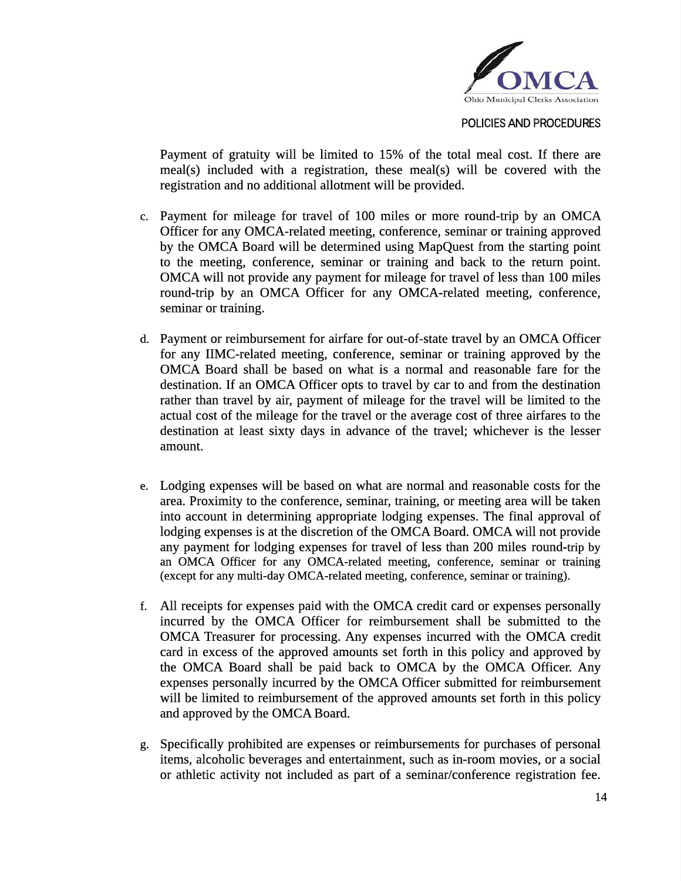Payment of gratuity will be limited to 15% of the total meal cost. If there are meal(s) included with a registration, these meal(s) will be covered with the registration and no additional allotment will be provided.

c. Payment for mileage for travel of 100 miles or more round-trip by an OMCA Officer for any OMCA-related meeting, conference, seminar or training approved by the OMCA Board will be determined using MapQuest from the starting point to the meeting, conference, seminar or training and back to the return point. OMCA will not provide any payment for mileage for travel of less than 100 miles round-trip by an OMCA Officer for any OMCA-related meeting, conference, seminar or training.

d. Payment or reimbursement for airfare for out-of-state travel by an OMCA Officer for any IIMC-related meeting, conference, seminar or training approved by the OMCA Board shall be based on what is a normal and reasonable fare for the destination. If an OMCA Officer opts to travel by car to and from the destination rather than travel by air, payment of mileage for the travel will be limited to the actual cost of the mileage for the travel or the average cost of three airfares to the destination at least sixty days in advance of the travel; whichever is the lesser amount.

e. Lodging expenses will be based on what are normal and reasonable costs for the area. Proximity to the conference, seminar, training, or meeting area will be taken into account in determining appropriate lodging expenses. The final approval of lodging expenses is at the discretion of the OMCA Board. OMCA will not provide any payment for lodging expenses for travel of less than 200 miles round-trip by an OMCA Officer for any OMCA-related meeting, conference, seminar or training (except for any multi-day OMCA-related meeting, conference, seminar or training).

f. All receipts for expenses paid with the OMCA credit card or expenses personally incurred by the OMCA Officer for reimbursement shall be submitted to the OMCA Treasurer for processing. Any expenses incurred with the OMCA credit card in excess of the approved amounts set forth in this policy and approved by the OMCA Board shall be paid back to OMCA by the OMCA Officer. Any expenses personally incurred by the OMCA Officer submitted for reimbursement will be limited to reimbursement of the approved amounts set forth in this policy and approved by the OMCA Board.

g. Specifically prohibited are expenses or reimbursements for purchases of personal items, alcoholic beverages and entertainment, such as in-room movies, or a social or athletic activity not included as part of a seminar/conference registration fee.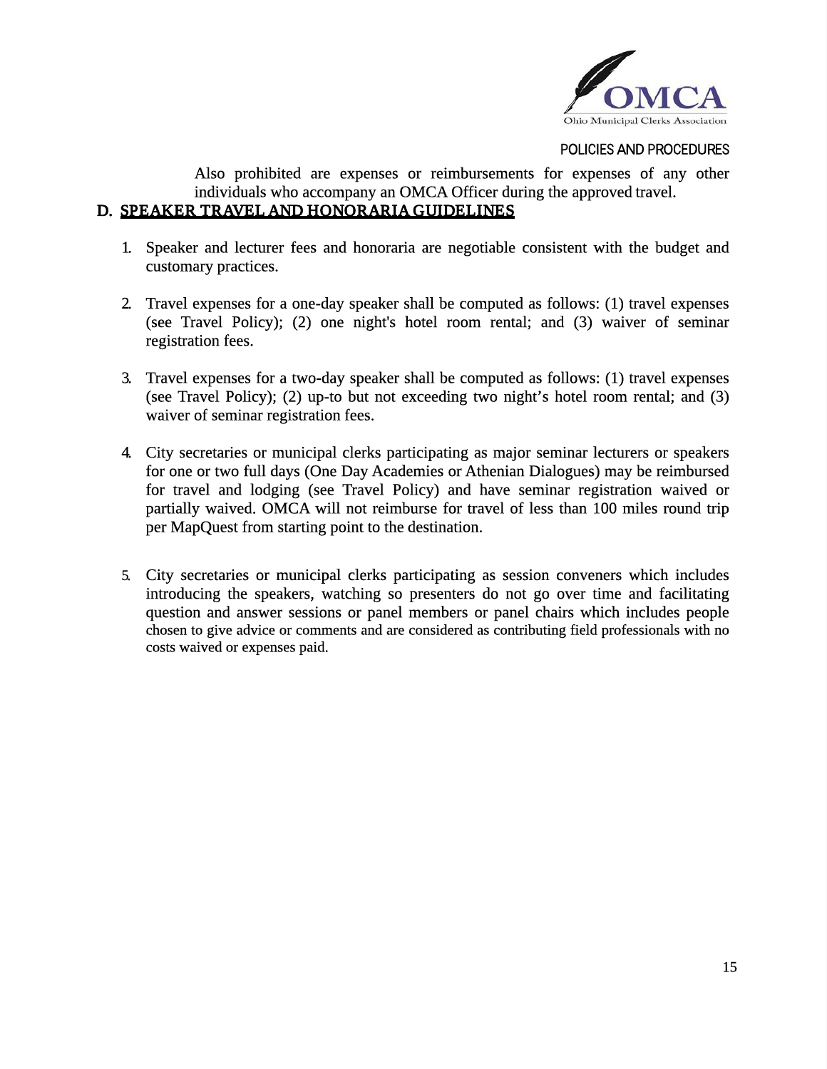Also prohibited are expenses or reimbursements for expenses of any other individuals who accompany an OMCA Officer during the approved travel.

## D. SPEAKER TRAVEL AND HONORARIA GUIDELINES

1. Speaker and lecturer fees and honoraria are negotiable consistent with the budget and customary practices.

2. Travel expenses for a one-day speaker shall be computed as follows: (1) travel expenses (see Travel Policy); (2) one night's hotel room rental; and (3) waiver of seminar registration fees.

3. Travel expenses for a two-day speaker shall be computed as follows: (1) travel expenses (see Travel Policy); (2) up-to but not exceeding two night's hotel room rental; and (3) waiver of seminar registration fees.

4. City secretaries or municipal clerks participating as major seminar lecturers or speakers for one or two full days (One Day Academies or Athenian Dialogues) may be reimbursed for travel and lodging (see Travel Policy) and have seminar registration waived or partially waived. OMCA will not reimburse for travel of less than 100 miles round trip per MapQuest from starting point to the destination.

5. City secretaries or municipal clerks participating as session conveners which includes introducing the speakers, watching so presenters do not go over time and facilitating question and answer sessions or panel members or panel chairs which includes people chosen to give advice or comments and are considered as contributing field professionals with no costs waived or expenses paid.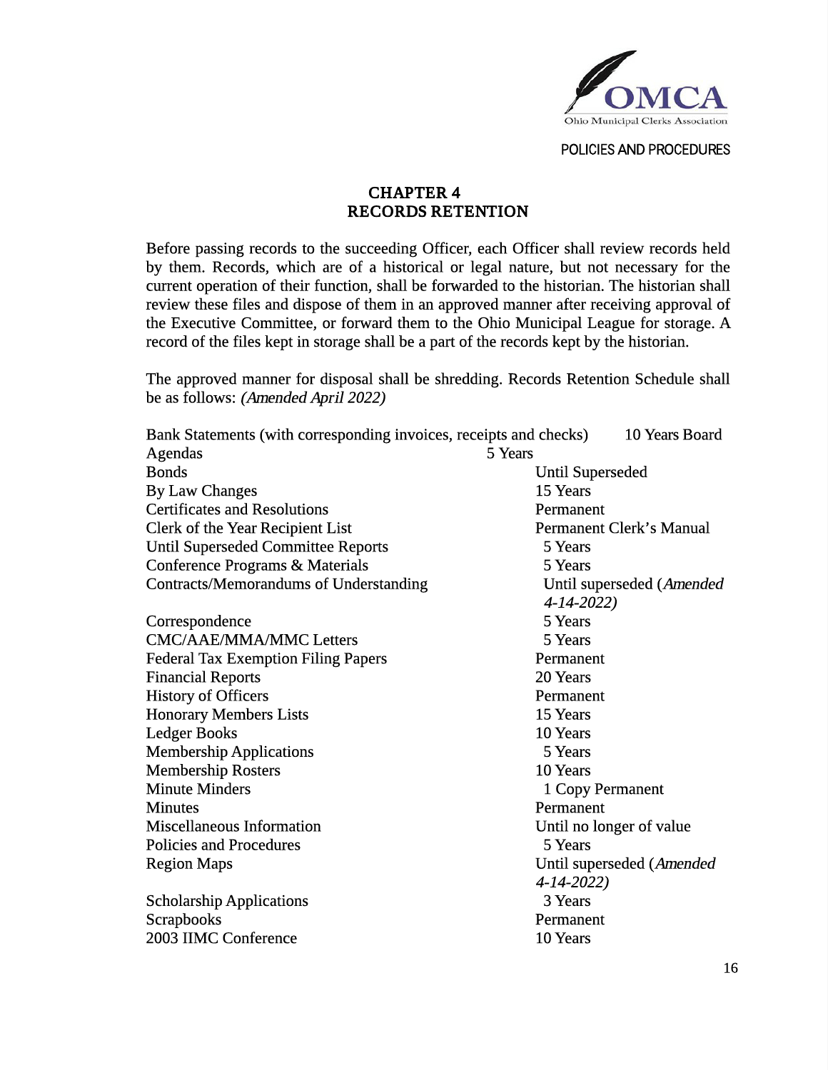## CHAPTER 4
## RECORDS RETENTION

Before passing records to the succeeding Officer, each Officer shall review records held by them. Records, which are of a historical or legal nature, but not necessary for the current operation of their function, shall be forwarded to the historian. The historian shall review these files and dispose of them in an approved manner after receiving approval of the Executive Committee, or forward them to the Ohio Municipal League for storage. A record of the files kept in storage shall be a part of the records kept by the historian.

The approved manner for disposal shall be shredding. Records Retention Schedule shall be as follows: *(Amended April 2022)*

| | |
|---|---|
| Bank Statements (with corresponding invoices, receipts and checks) | 10 Years Board |
| Agendas | 5 Years |
| Bonds | Until Superseded |
| By Law Changes | 15 Years |
| Certificates and Resolutions | Permanent |
| Clerk of the Year Recipient List | Permanent Clerk's Manual |
| Until Superseded Committee Reports | 5 Years |
| Conference Programs & Materials | 5 Years |
| Contracts/Memorandums of Understanding | Until superseded (*Amended 4-14-2022)* |
| Correspondence | 5 Years |
| CMC/AAE/MMA/MMC Letters | 5 Years |
| Federal Tax Exemption Filing Papers | Permanent |
| Financial Reports | 20 Years |
| History of Officers | Permanent |
| Honorary Members Lists | 15 Years |
| Ledger Books | 10 Years |
| Membership Applications | 5 Years |
| Membership Rosters | 10 Years |
| Minute Minders | 1 Copy Permanent |
| Minutes | Permanent |
| Miscellaneous Information | Until no longer of value |
| Policies and Procedures | 5 Years |
| Region Maps | Until superseded (*Amended 4-14-2022)* |
| Scholarship Applications | 3 Years |
| Scrapbooks | Permanent |
| 2003 IIMC Conference | 10 Years |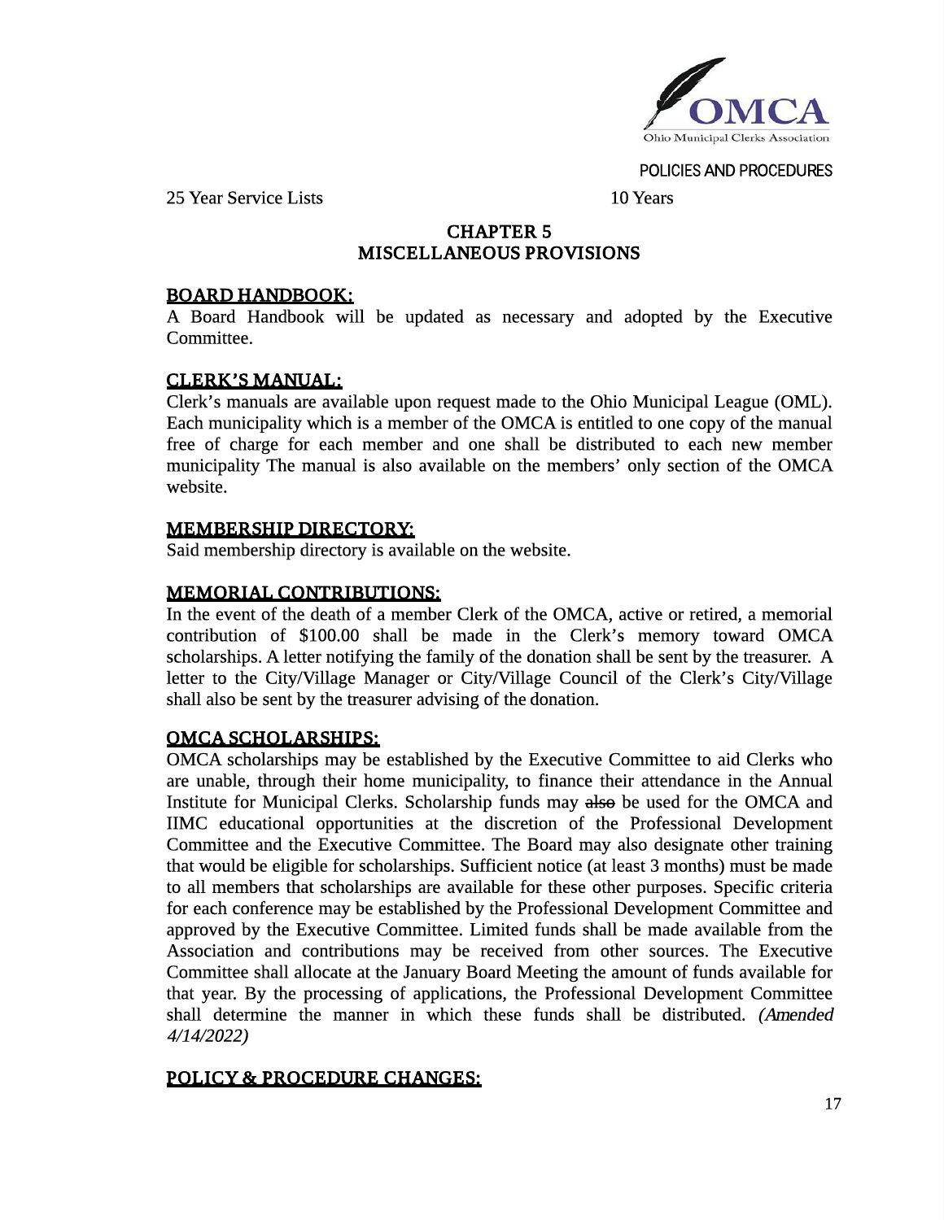25 Year Service Lists 10 Years

# CHAPTER 5
# MISCELLANEOUS PROVISIONS

## BOARD HANDBOOK:

A Board Handbook will be updated as necessary and adopted by the Executive Committee.

## CLERK'S MANUAL:

Clerk's manuals are available upon request made to the Ohio Municipal League (OML). Each municipality which is a member of the OMCA is entitled to one copy of the manual free of charge for each member and one shall be distributed to each new member municipality The manual is also available on the members' only section of the OMCA website.

## MEMBERSHIP DIRECTORY:

Said membership directory is available on the website.

## MEMORIAL CONTRIBUTIONS:

In the event of the death of a member Clerk of the OMCA, active or retired, a memorial contribution of $100.00 shall be made in the Clerk's memory toward OMCA scholarships. A letter notifying the family of the donation shall be sent by the treasurer. A letter to the City/Village Manager or City/Village Council of the Clerk's City/Village shall also be sent by the treasurer advising of the donation.

## OMCA SCHOLARSHIPS:

OMCA scholarships may be established by the Executive Committee to aid Clerks who are unable, through their home municipality, to finance their attendance in the Annual Institute for Municipal Clerks. Scholarship funds may ~~also~~ be used for the OMCA and IIMC educational opportunities at the discretion of the Professional Development Committee and the Executive Committee. The Board may also designate other training that would be eligible for scholarships. Sufficient notice (at least 3 months) must be made to all members that scholarships are available for these other purposes. Specific criteria for each conference may be established by the Professional Development Committee and approved by the Executive Committee. Limited funds shall be made available from the Association and contributions may be received from other sources. The Executive Committee shall allocate at the January Board Meeting the amount of funds available for that year. By the processing of applications, the Professional Development Committee shall determine the manner in which these funds shall be distributed. *(Amended 4/14/2022)*

## POLICY & PROCEDURE CHANGES: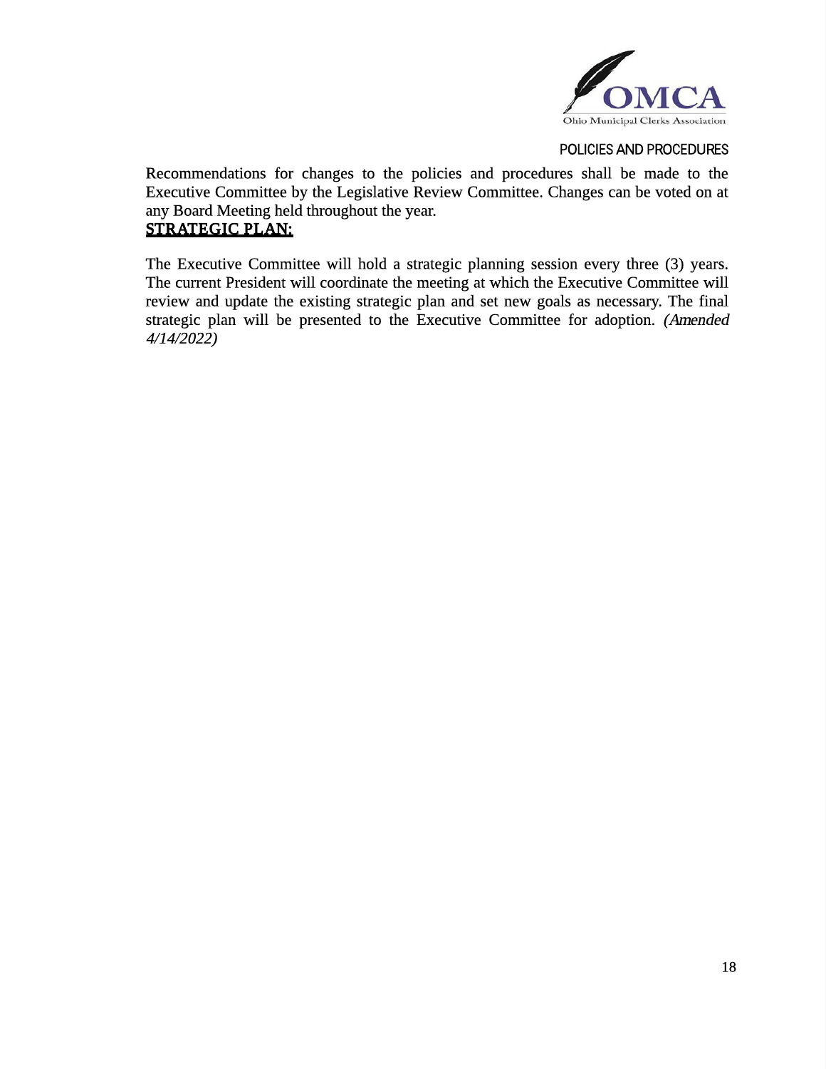Recommendations for changes to the policies and procedures shall be made to the Executive Committee by the Legislative Review Committee. Changes can be voted on at any Board Meeting held throughout the year.

**STRATEGIC PLAN:**

The Executive Committee will hold a strategic planning session every three (3) years. The current President will coordinate the meeting at which the Executive Committee will review and update the existing strategic plan and set new goals as necessary. The final strategic plan will be presented to the Executive Committee for adoption. *(Amended 4/14/2022)*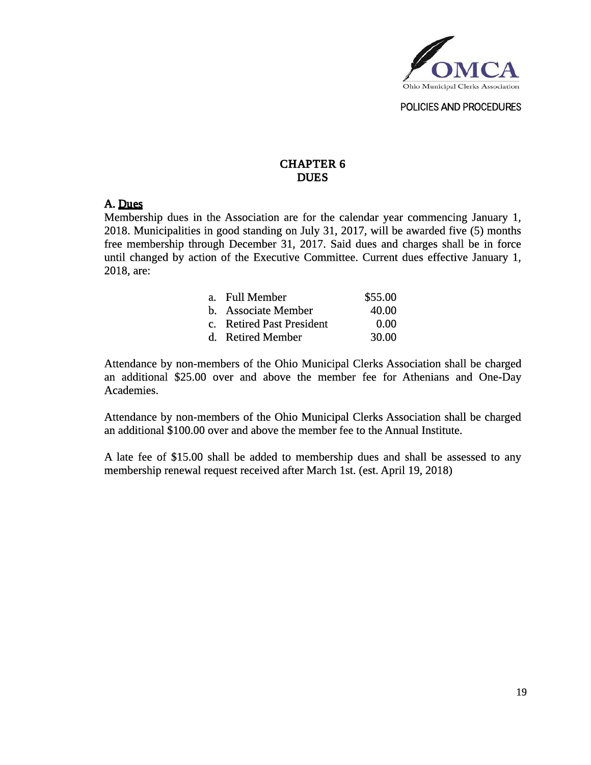# CHAPTER 6
# DUES

## A. <u>Dues</u>

Membership dues in the Association are for the calendar year commencing January 1, 2018. Municipalities in good standing on July 31, 2017, will be awarded five (5) months free membership through December 31, 2017. Said dues and charges shall be in force until changed by action of the Executive Committee. Current dues effective January 1, 2018, are:

| | |
|---|---|
| a. Full Member | $55.00 |
| b. Associate Member | 40.00 |
| c. Retired Past President | 0.00 |
| d. Retired Member | 30.00 |

Attendance by non-members of the Ohio Municipal Clerks Association shall be charged an additional $25.00 over and above the member fee for Athenians and One-Day Academies.

Attendance by non-members of the Ohio Municipal Clerks Association shall be charged an additional $100.00 over and above the member fee to the Annual Institute.

A late fee of $15.00 shall be added to membership dues and shall be assessed to any membership renewal request received after March 1st. (est. April 19, 2018)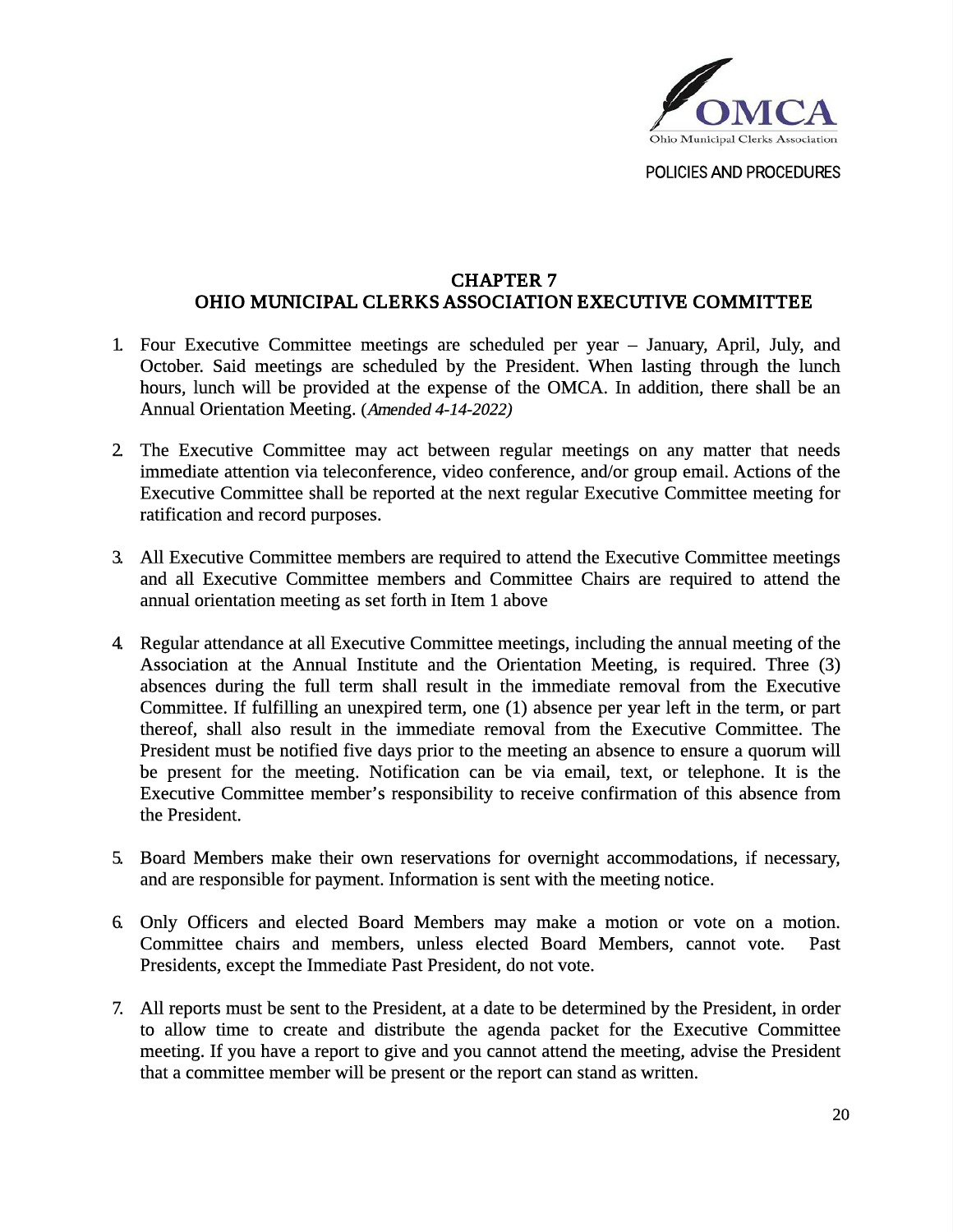## CHAPTER 7
## OHIO MUNICIPAL CLERKS ASSOCIATION EXECUTIVE COMMITTEE

1. Four Executive Committee meetings are scheduled per year – January, April, July, and October. Said meetings are scheduled by the President. When lasting through the lunch hours, lunch will be provided at the expense of the OMCA. In addition, there shall be an Annual Orientation Meeting. (*Amended 4-14-2022)*

2. The Executive Committee may act between regular meetings on any matter that needs immediate attention via teleconference, video conference, and/or group email. Actions of the Executive Committee shall be reported at the next regular Executive Committee meeting for ratification and record purposes.

3. All Executive Committee members are required to attend the Executive Committee meetings and all Executive Committee members and Committee Chairs are required to attend the annual orientation meeting as set forth in Item 1 above

4. Regular attendance at all Executive Committee meetings, including the annual meeting of the Association at the Annual Institute and the Orientation Meeting, is required. Three (3) absences during the full term shall result in the immediate removal from the Executive Committee. If fulfilling an unexpired term, one (1) absence per year left in the term, or part thereof, shall also result in the immediate removal from the Executive Committee. The President must be notified five days prior to the meeting an absence to ensure a quorum will be present for the meeting. Notification can be via email, text, or telephone. It is the Executive Committee member's responsibility to receive confirmation of this absence from the President.

5. Board Members make their own reservations for overnight accommodations, if necessary, and are responsible for payment. Information is sent with the meeting notice.

6. Only Officers and elected Board Members may make a motion or vote on a motion. Committee chairs and members, unless elected Board Members, cannot vote. Past Presidents, except the Immediate Past President, do not vote.

7. All reports must be sent to the President, at a date to be determined by the President, in order to allow time to create and distribute the agenda packet for the Executive Committee meeting. If you have a report to give and you cannot attend the meeting, advise the President that a committee member will be present or the report can stand as written.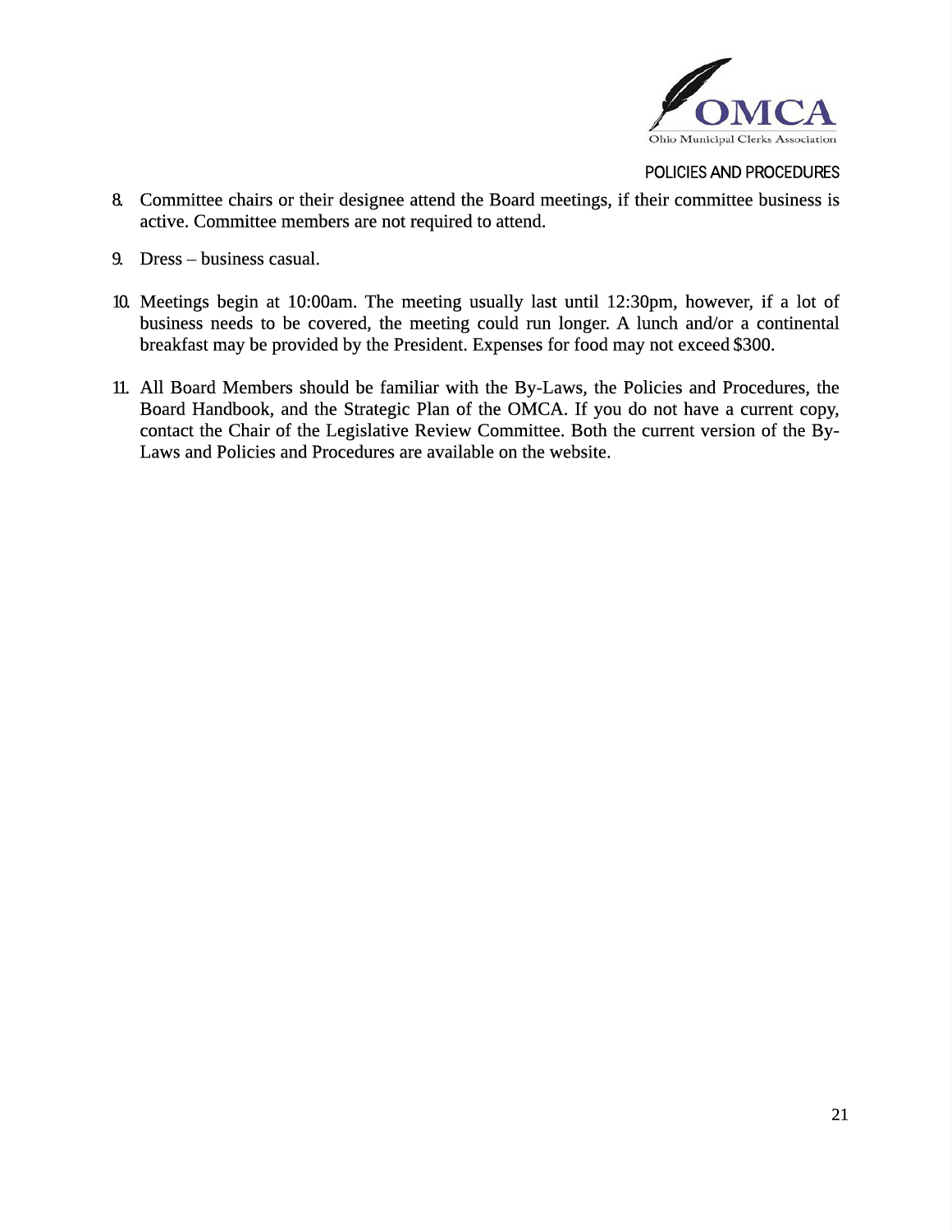8. Committee chairs or their designee attend the Board meetings, if their committee business is active. Committee members are not required to attend.

9. Dress – business casual.

10. Meetings begin at 10:00am. The meeting usually last until 12:30pm, however, if a lot of business needs to be covered, the meeting could run longer. A lunch and/or a continental breakfast may be provided by the President. Expenses for food may not exceed $300.

11. All Board Members should be familiar with the By-Laws, the Policies and Procedures, the Board Handbook, and the Strategic Plan of the OMCA. If you do not have a current copy, contact the Chair of the Legislative Review Committee. Both the current version of the By-Laws and Policies and Procedures are available on the website.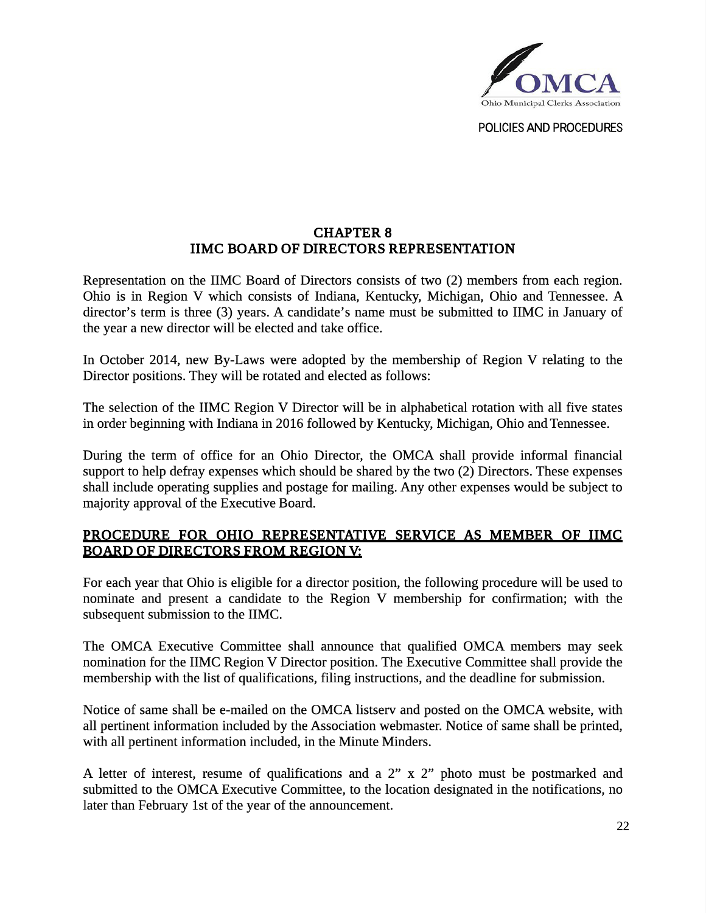# CHAPTER 8
# IIMC BOARD OF DIRECTORS REPRESENTATION

Representation on the IIMC Board of Directors consists of two (2) members from each region. Ohio is in Region V which consists of Indiana, Kentucky, Michigan, Ohio and Tennessee. A director's term is three (3) years. A candidate's name must be submitted to IIMC in January of the year a new director will be elected and take office.

In October 2014, new By-Laws were adopted by the membership of Region V relating to the Director positions. They will be rotated and elected as follows:

The selection of the IIMC Region V Director will be in alphabetical rotation with all five states in order beginning with Indiana in 2016 followed by Kentucky, Michigan, Ohio and Tennessee.

During the term of office for an Ohio Director, the OMCA shall provide informal financial support to help defray expenses which should be shared by the two (2) Directors. These expenses shall include operating supplies and postage for mailing. Any other expenses would be subject to majority approval of the Executive Board.

## PROCEDURE FOR OHIO REPRESENTATIVE SERVICE AS MEMBER OF IIMC BOARD OF DIRECTORS FROM REGION V:

For each year that Ohio is eligible for a director position, the following procedure will be used to nominate and present a candidate to the Region V membership for confirmation; with the subsequent submission to the IIMC.

The OMCA Executive Committee shall announce that qualified OMCA members may seek nomination for the IIMC Region V Director position. The Executive Committee shall provide the membership with the list of qualifications, filing instructions, and the deadline for submission.

Notice of same shall be e-mailed on the OMCA listserv and posted on the OMCA website, with all pertinent information included by the Association webmaster. Notice of same shall be printed, with all pertinent information included, in the Minute Minders.

A letter of interest, resume of qualifications and a 2" x 2" photo must be postmarked and submitted to the OMCA Executive Committee, to the location designated in the notifications, no later than February 1st of the year of the announcement.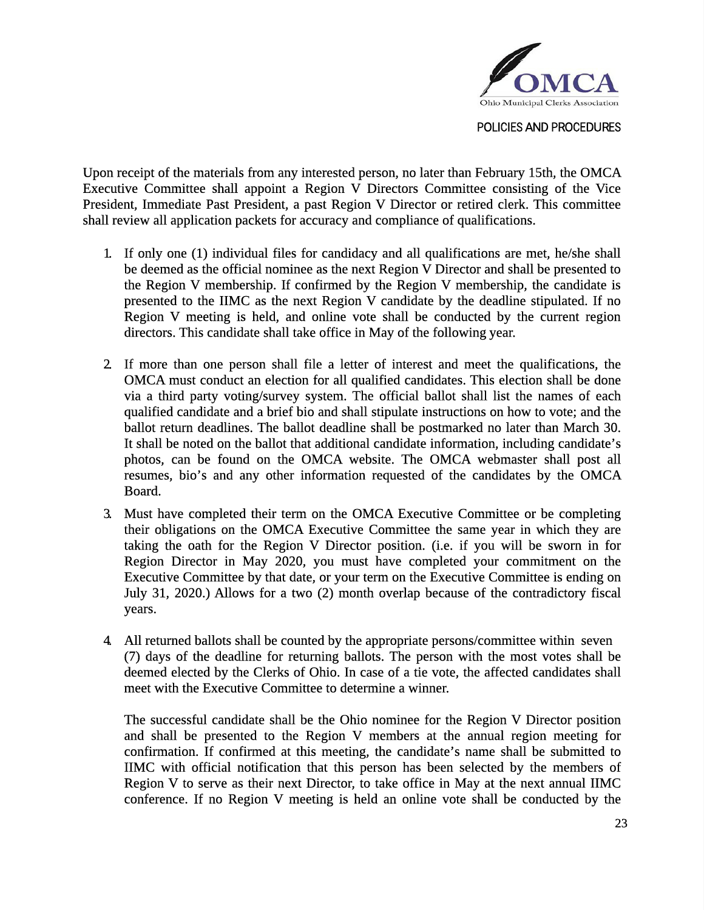Upon receipt of the materials from any interested person, no later than February 15th, the OMCA Executive Committee shall appoint a Region V Directors Committee consisting of the Vice President, Immediate Past President, a past Region V Director or retired clerk. This committee shall review all application packets for accuracy and compliance of qualifications.

1. If only one (1) individual files for candidacy and all qualifications are met, he/she shall be deemed as the official nominee as the next Region V Director and shall be presented to the Region V membership. If confirmed by the Region V membership, the candidate is presented to the IIMC as the next Region V candidate by the deadline stipulated. If no Region V meeting is held, and online vote shall be conducted by the current region directors. This candidate shall take office in May of the following year.

2. If more than one person shall file a letter of interest and meet the qualifications, the OMCA must conduct an election for all qualified candidates. This election shall be done via a third party voting/survey system. The official ballot shall list the names of each qualified candidate and a brief bio and shall stipulate instructions on how to vote; and the ballot return deadlines. The ballot deadline shall be postmarked no later than March 30. It shall be noted on the ballot that additional candidate information, including candidate's photos, can be found on the OMCA website. The OMCA webmaster shall post all resumes, bio's and any other information requested of the candidates by the OMCA Board.

3. Must have completed their term on the OMCA Executive Committee or be completing their obligations on the OMCA Executive Committee the same year in which they are taking the oath for the Region V Director position. (i.e. if you will be sworn in for Region Director in May 2020, you must have completed your commitment on the Executive Committee by that date, or your term on the Executive Committee is ending on July 31, 2020.) Allows for a two (2) month overlap because of the contradictory fiscal years.

4. All returned ballots shall be counted by the appropriate persons/committee within seven (7) days of the deadline for returning ballots. The person with the most votes shall be deemed elected by the Clerks of Ohio. In case of a tie vote, the affected candidates shall meet with the Executive Committee to determine a winner.

   The successful candidate shall be the Ohio nominee for the Region V Director position and shall be presented to the Region V members at the annual region meeting for confirmation. If confirmed at this meeting, the candidate's name shall be submitted to IIMC with official notification that this person has been selected by the members of Region V to serve as their next Director, to take office in May at the next annual IIMC conference. If no Region V meeting is held an online vote shall be conducted by the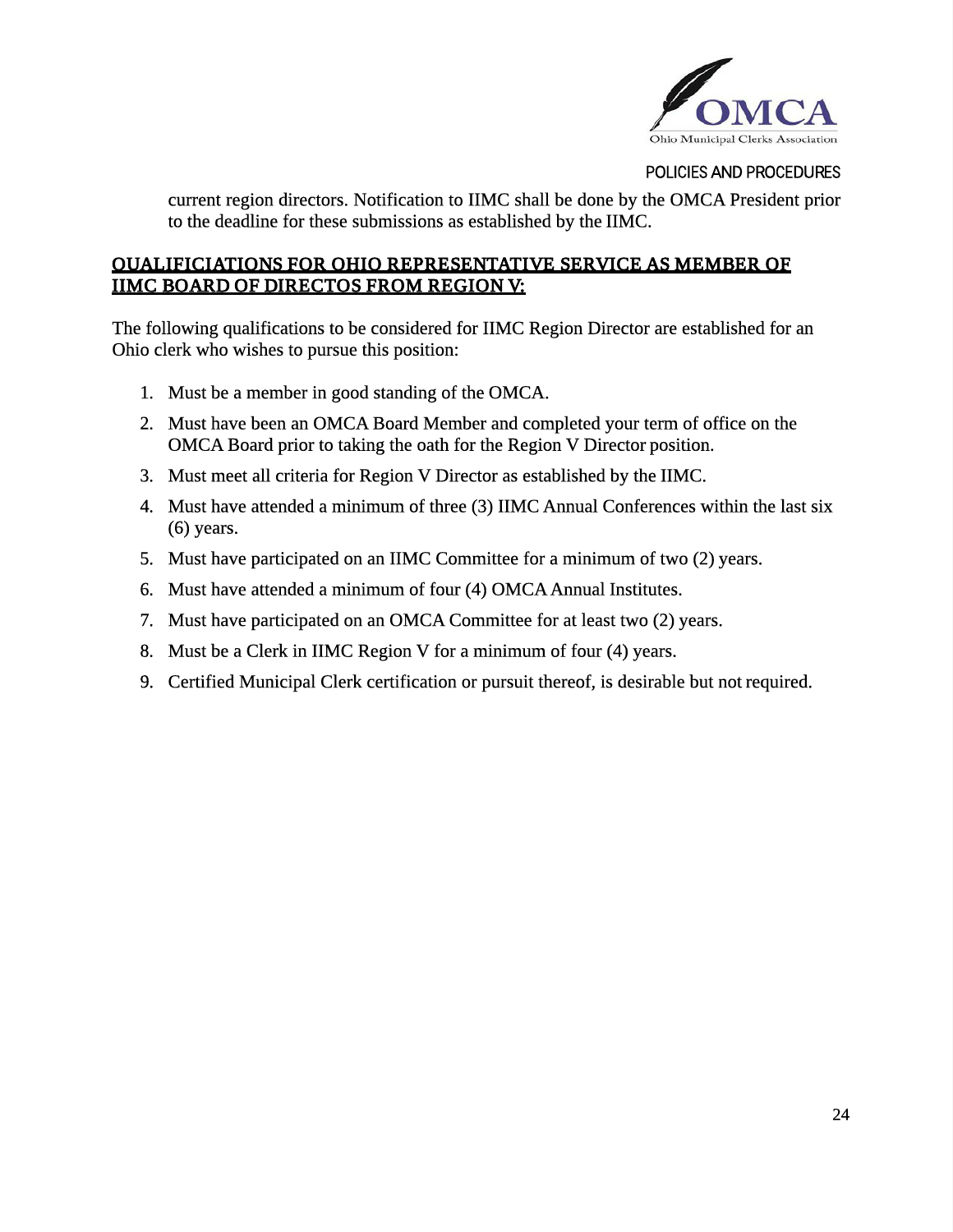current region directors. Notification to IIMC shall be done by the OMCA President prior to the deadline for these submissions as established by the IIMC.

## QUALIFICIATIONS FOR OHIO REPRESENTATIVE SERVICE AS MEMBER OF IIMC BOARD OF DIRECTOS FROM REGION V:

The following qualifications to be considered for IIMC Region Director are established for an Ohio clerk who wishes to pursue this position:

1. Must be a member in good standing of the OMCA.
2. Must have been an OMCA Board Member and completed your term of office on the OMCA Board prior to taking the oath for the Region V Director position.
3. Must meet all criteria for Region V Director as established by the IIMC.
4. Must have attended a minimum of three (3) IIMC Annual Conferences within the last six (6) years.
5. Must have participated on an IIMC Committee for a minimum of two (2) years.
6. Must have attended a minimum of four (4) OMCA Annual Institutes.
7. Must have participated on an OMCA Committee for at least two (2) years.
8. Must be a Clerk in IIMC Region V for a minimum of four (4) years.
9. Certified Municipal Clerk certification or pursuit thereof, is desirable but not required.